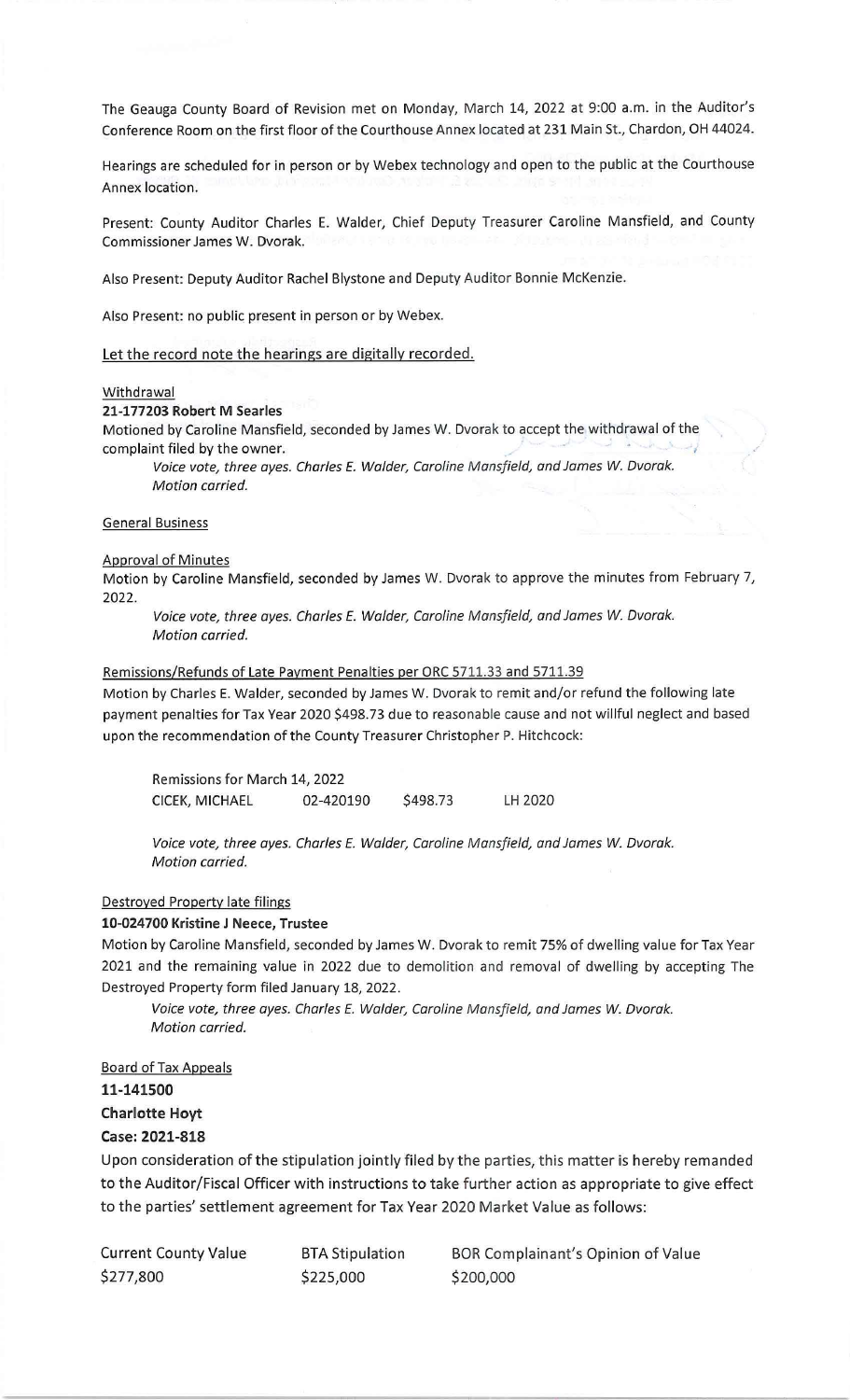The Geauga County Board of Revision met on Monday, March 14, 2022 at 9:00 a.m. in the Auditor's Conference Room on the first floor of the Courthouse Annex located at 231 Main St., Chardon, OH 44024.

Hearings are scheduled for in person or by Webex technology and open to the public at the Courthouse Annex location.

Present: County Auditor Charles E. Walder, Chief Deputy Treasurer Caroline Mansfield, and County Commissioner James W. Dvorak.

Also Present: Deputy Auditor Rachel Blystone and Deputy Auditor Bonnie McKenzie.

Also Present: no public present in person or by Webex.

Let the record note the hearings are digitally recorded.

Withdrawal

**21-177203 Robert M Searles**

Motioned by Caroline Mansfield, seconded by James W. Dvorak to accept the withdrawal of the complaint filed by the owner.

> *Voice vote, three ayes. Charles E. Walder, Caroline Mansfield, and James W. Dvorak. Motion carried.*

General Business

Approval of Minutes

Motion by Caroline Mansfield, seconded by James W. Dvorak to approve the minutes from February 7, 2022.

> *Voice vote, three ayes. Charles E. Walder, Caroline Mansfield, and James W. Dvorak. Motion carried.*

Remissions/Refunds of Late Payment Penalties per ORC 5711.33 and 5711.39

Motion by Charles E. Walder, seconded by James W. Dvorak to remit and/or refund the following late payment penalties for Tax Year 2020 $498.73 due to reasonable cause and not willful neglect and based upon the recommendation of the County Treasurer Christopher P. Hitchcock:

Remissions for March 14, 2022

| | | | |
|---|---|---|---|
| CICEK, MICHAEL | 02-420190 | $498.73 | LH 2020 |

> *Voice vote, three ayes. Charles E. Walder, Caroline Mansfield, and James W. Dvorak. Motion carried.*

Destroyed Property late filings

**10-024700 Kristine J Neece, Trustee**

Motion by Caroline Mansfield, seconded by James W. Dvorak to remit 75% of dwelling value for Tax Year 2021 and the remaining value in 2022 due to demolition and removal of dwelling by accepting The Destroyed Property form filed January 18, 2022.

> *Voice vote, three ayes. Charles E. Walder, Caroline Mansfield, and James W. Dvorak. Motion carried.*

Board of Tax Appeals

**11-141500**

**Charlotte Hoyt**

**Case: 2021-818**

Upon consideration of the stipulation jointly filed by the parties, this matter is hereby remanded to the Auditor/Fiscal Officer with instructions to take further action as appropriate to give effect to the parties' settlement agreement for Tax Year 2020 Market Value as follows:

| Current County Value | BTA Stipulation | BOR Complainant's Opinion of Value |
|---|---|---|
| $277,800 | $225,000 | $200,000 |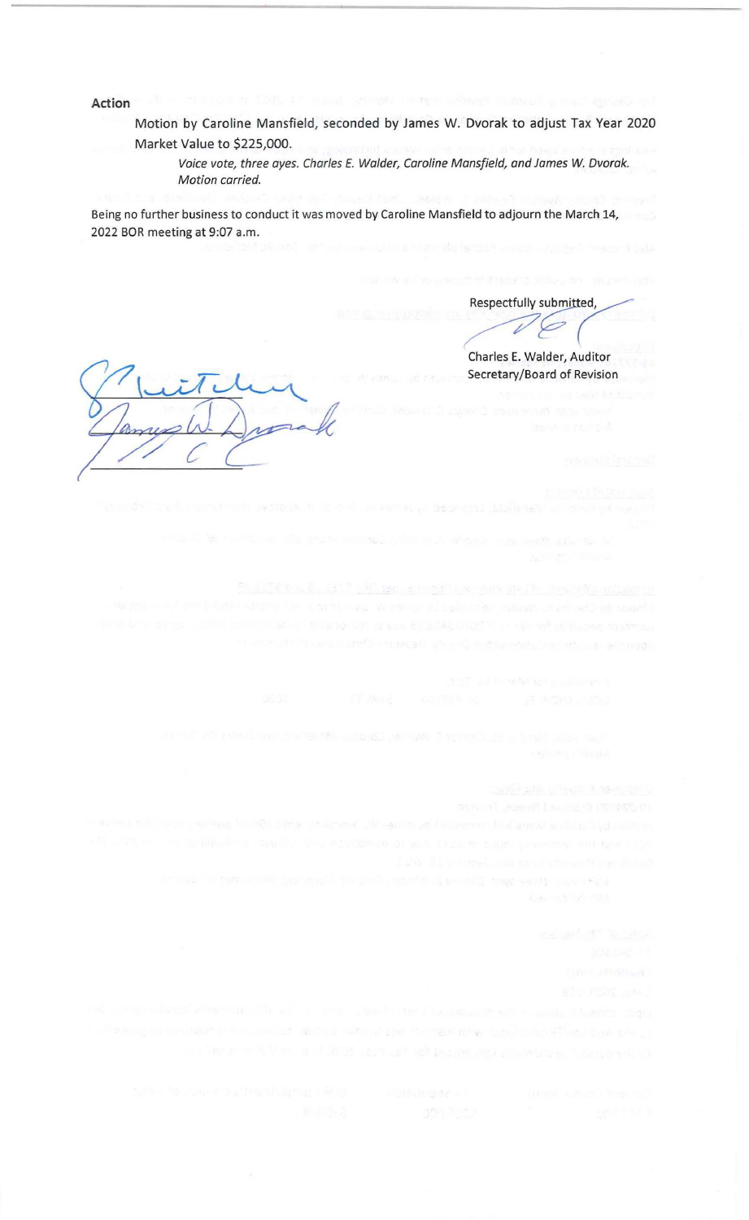**Action**

Motion by Caroline Mansfield, seconded by James W. Dvorak to adjust Tax Year 2020 Market Value to $225,000.

*Voice vote, three ayes. Charles E. Walder, Caroline Mansfield, and James W. Dvorak. Motion carried.*

Being no further business to conduct it was moved by Caroline Mansfield to adjourn the March 14, 2022 BOR meeting at 9:07 a.m.

Respectfully submitted,

Charles E. Walder, Auditor
Secretary/Board of Revision